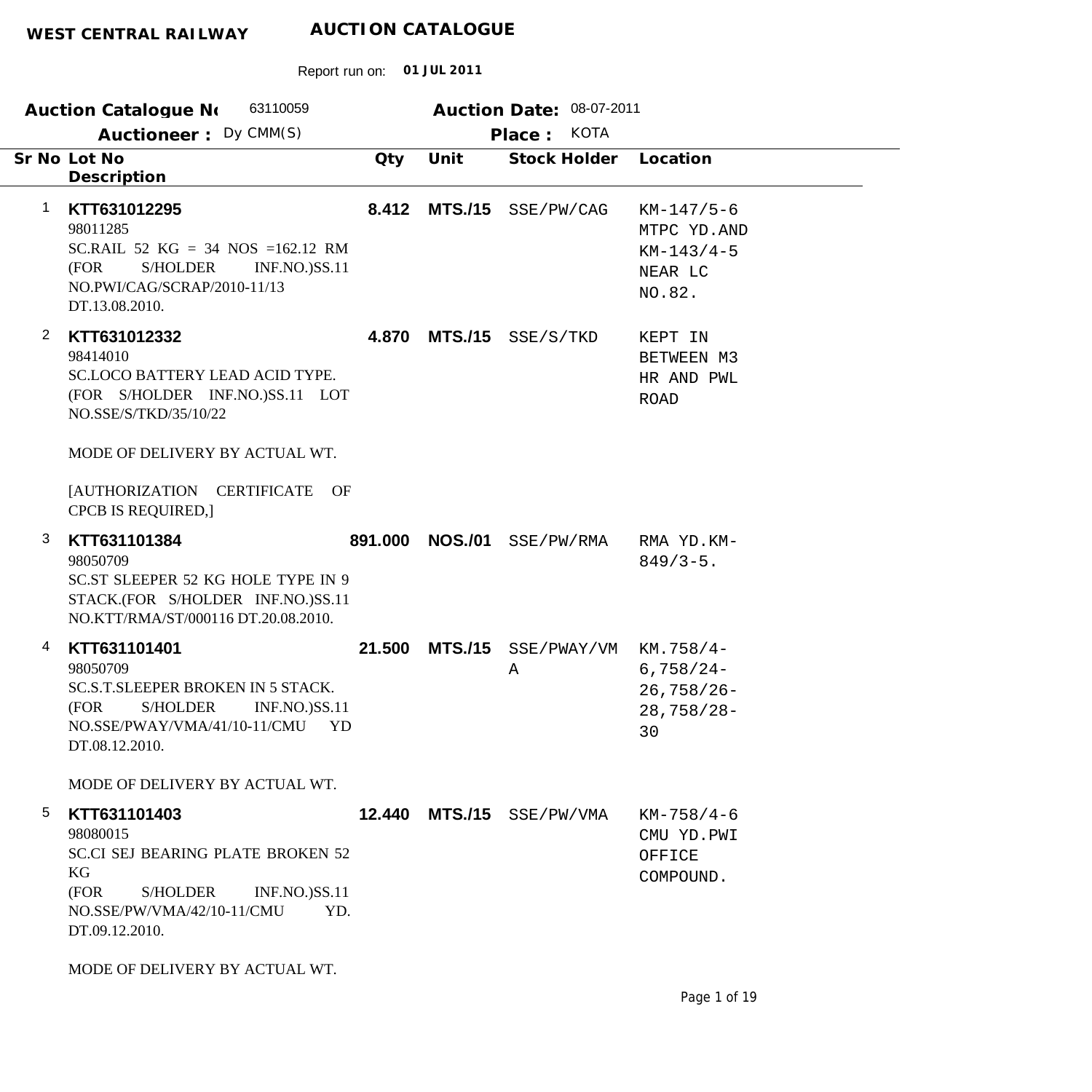**WEST CENTRAL RAILWAY** **AUCTION CATALOGUE**

Report run on: **01 JUL 2011**

**Auction Catalogue No** 63110059 **Auction Date:** 08-07-2011

**Auctioneer :** Dy CMM(S) **Place :** KOTA

| Sr No | Lot No / Description | Qty | Unit | Stock Holder | Location |
|---|---|---|---|---|---|
| 1 | **KTT631012295**<br>98011285<br>SC.RAIL 52 KG = 34 NOS =162.12 RM (FOR S/HOLDER INF.NO.)SS.11 NO.PWI/CAG/SCRAP/2010-11/13 DT.13.08.2010. | **8.412** | **MTS./15** | SSE/PW/CAG | KM-147/5-6 MTPC YD.AND KM-143/4-5 NEAR LC NO.82. |
| 2 | **KTT631012332**<br>98414010<br>SC.LOCO BATTERY LEAD ACID TYPE. (FOR S/HOLDER INF.NO.)SS.11 LOT NO.SSE/S/TKD/35/10/22<br><br>MODE OF DELIVERY BY ACTUAL WT.<br><br>[AUTHORIZATION CERTIFICATE OF CPCB IS REQUIRED,] | **4.870** | **MTS./15** | SSE/S/TKD | KEPT IN BETWEEN M3 HR AND PWL ROAD |
| 3 | **KTT631101384**<br>98050709<br>SC.ST SLEEPER 52 KG HOLE TYPE IN 9 STACK.(FOR S/HOLDER INF.NO.)SS.11 NO.KTT/RMA/ST/000116 DT.20.08.2010. | **891.000** | **NOS./01** | SSE/PW/RMA | RMA YD.KM-849/3-5. |
| 4 | **KTT631101401**<br>98050709<br>SC.S.T.SLEEPER BROKEN IN 5 STACK. (FOR S/HOLDER INF.NO.)SS.11 NO.SSE/PWAY/VMA/41/10-11/CMU YD DT.08.12.2010.<br><br>MODE OF DELIVERY BY ACTUAL WT. | **21.500** | **MTS./15** | SSE/PWAY/VMA | KM.758/4-6,758/24-26,758/26-28,758/28-30 |
| 5 | **KTT631101403**<br>98080015<br>SC.CI SEJ BEARING PLATE BROKEN 52 KG<br>(FOR S/HOLDER INF.NO.)SS.11 NO.SSE/PW/VMA/42/10-11/CMU YD. DT.09.12.2010.<br><br>MODE OF DELIVERY BY ACTUAL WT. | **12.440** | **MTS./15** | SSE/PW/VMA | KM-758/4-6 CMU YD.PWI OFFICE COMPOUND. |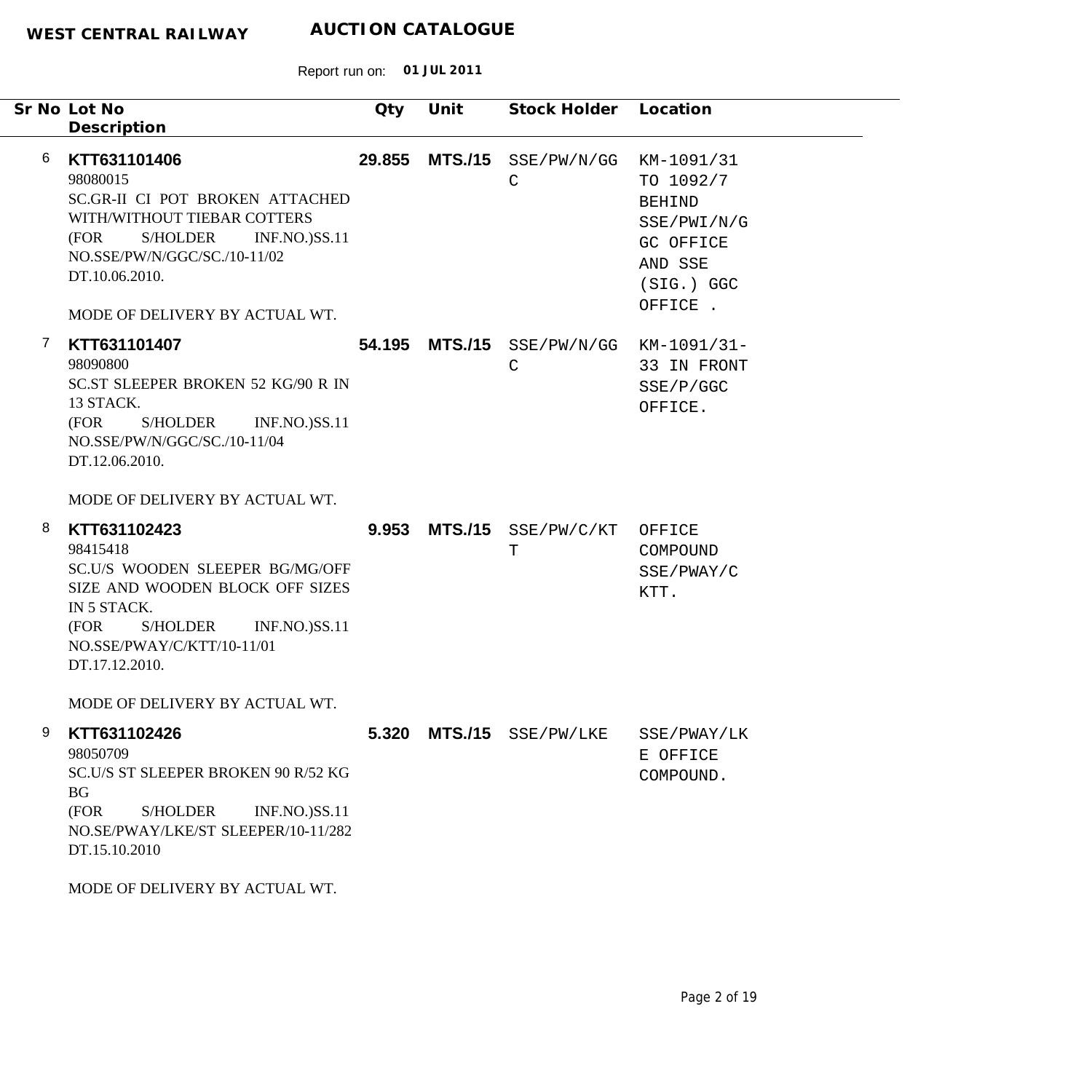**WEST CENTRAL RAILWAY** **AUCTION CATALOGUE**

Report run on: **01 JUL 2011**

| Sr No | Lot No / Description | Qty | Unit | Stock Holder | Location |
|---|---|---|---|---|---|
| 6 | **KTT631101406**<br>98080015<br>SC.GR-II CI POT BROKEN ATTACHED WITH/WITHOUT TIEBAR COTTERS<br>(FOR S/HOLDER INF.NO.)SS.11 NO.SSE/PW/N/GGC/SC./10-11/02 DT.10.06.2010.<br><br>MODE OF DELIVERY BY ACTUAL WT. | **29.855** | **MTS./15** | SSE/PW/N/GGC | KM-1091/31 TO 1092/7 BEHIND SSE/PWI/N/GGC OFFICE AND SSE (SIG.) GGC OFFICE . |
| 7 | **KTT631101407**<br>98090800<br>SC.ST SLEEPER BROKEN 52 KG/90 R IN 13 STACK.<br>(FOR S/HOLDER INF.NO.)SS.11 NO.SSE/PW/N/GGC/SC./10-11/04 DT.12.06.2010.<br><br>MODE OF DELIVERY BY ACTUAL WT. | **54.195** | **MTS./15** | SSE/PW/N/GGC | KM-1091/31-33 IN FRONT SSE/P/GGC OFFICE. |
| 8 | **KTT631102423**<br>98415418<br>SC.U/S WOODEN SLEEPER BG/MG/OFF SIZE AND WOODEN BLOCK OFF SIZES IN 5 STACK.<br>(FOR S/HOLDER INF.NO.)SS.11 NO.SSE/PWAY/C/KTT/10-11/01 DT.17.12.2010.<br><br>MODE OF DELIVERY BY ACTUAL WT. | **9.953** | **MTS./15** | SSE/PW/C/KTT | OFFICE COMPOUND SSE/PWAY/C KTT. |
| 9 | **KTT631102426**<br>98050709<br>SC.U/S ST SLEEPER BROKEN 90 R/52 KG BG<br>(FOR S/HOLDER INF.NO.)SS.11 NO.SE/PWAY/LKE/ST SLEEPER/10-11/282 DT.15.10.2010<br><br>MODE OF DELIVERY BY ACTUAL WT. | **5.320** | **MTS./15** | SSE/PW/LKE | SSE/PWAY/LKE OFFICE COMPOUND. |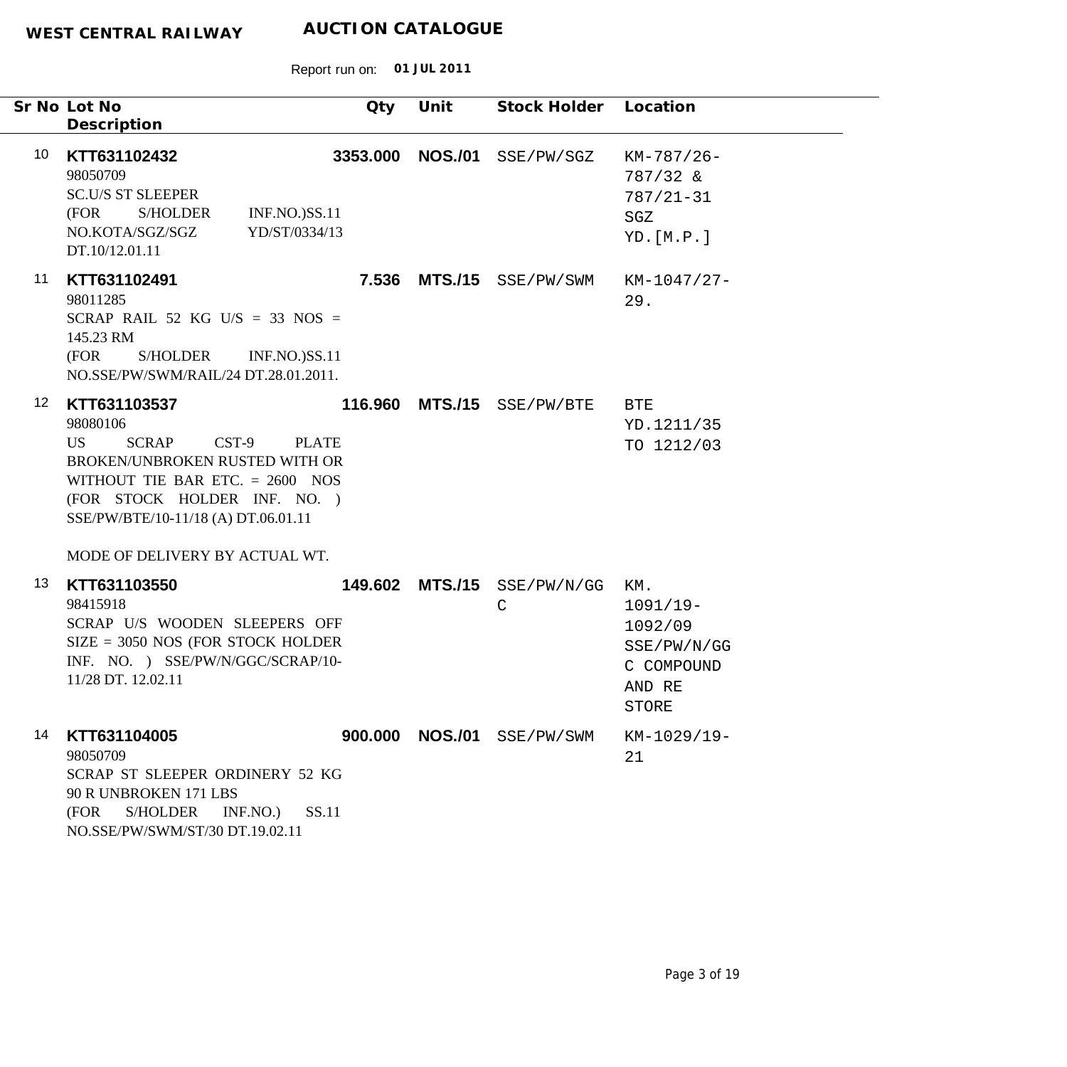**WEST CENTRAL RAILWAY** **AUCTION CATALOGUE**

Report run on: **01 JUL 2011**

| Sr No | Lot No / Description | Qty | Unit | Stock Holder | Location |
|---|---|---|---|---|---|
| 10 | **KTT631102432**<br>98050709<br>SC.U/S ST SLEEPER<br>(FOR S/HOLDER INF.NO.)SS.11 NO.KOTA/SGZ/SGZ YD/ST/0334/13 DT.10/12.01.11 | **3353.000** | **NOS./01** | SSE/PW/SGZ | KM-787/26-787/32 & 787/21-31 SGZ YD.[M.P.] |
| 11 | **KTT631102491**<br>98011285<br>SCRAP RAIL 52 KG U/S = 33 NOS = 145.23 RM<br>(FOR S/HOLDER INF.NO.)SS.11 NO.SSE/PW/SWM/RAIL/24 DT.28.01.2011. | **7.536** | **MTS./15** | SSE/PW/SWM | KM-1047/27-29. |
| 12 | **KTT631103537**<br>98080106<br>US SCRAP CST-9 PLATE BROKEN/UNBROKEN RUSTED WITH OR WITHOUT TIE BAR ETC. = 2600 NOS (FOR STOCK HOLDER INF. NO. ) SSE/PW/BTE/10-11/18 (A) DT.06.01.11<br><br>MODE OF DELIVERY BY ACTUAL WT. | **116.960** | **MTS./15** | SSE/PW/BTE | BTE YD.1211/35 TO 1212/03 |
| 13 | **KTT631103550**<br>98415918<br>SCRAP U/S WOODEN SLEEPERS OFF SIZE = 3050 NOS (FOR STOCK HOLDER INF. NO. ) SSE/PW/N/GGC/SCRAP/10-11/28 DT. 12.02.11 | **149.602** | **MTS./15** | SSE/PW/N/GGC | KM. 1091/19-1092/09 SSE/PW/N/GGC COMPOUND AND RE STORE |
| 14 | **KTT631104005**<br>98050709<br>SCRAP ST SLEEPER ORDINERY 52 KG 90 R UNBROKEN 171 LBS<br>(FOR S/HOLDER INF.NO.) SS.11 NO.SSE/PW/SWM/ST/30 DT.19.02.11 | **900.000** | **NOS./01** | SSE/PW/SWM | KM-1029/19-21 |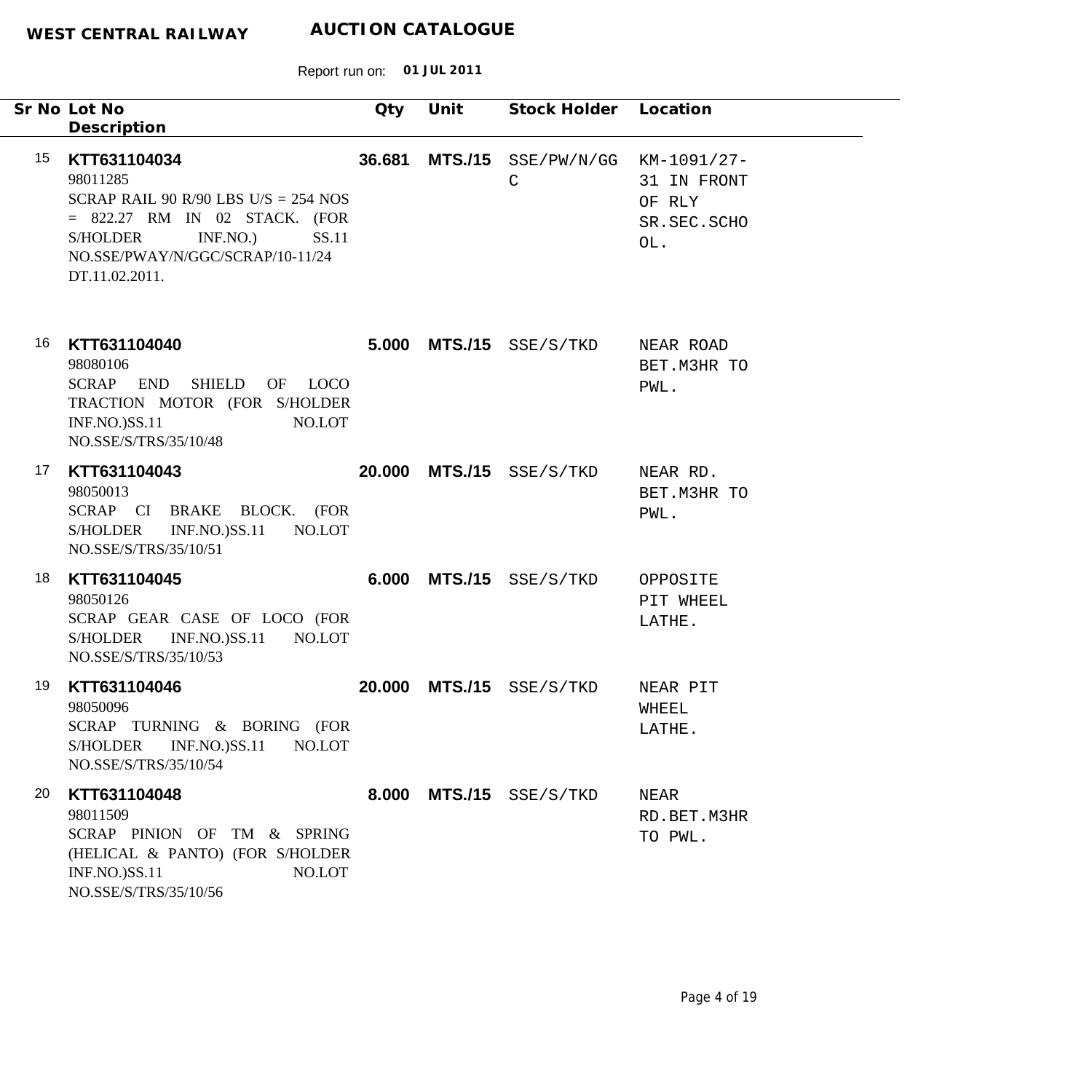**WEST CENTRAL RAILWAY** **AUCTION CATALOGUE**

Report run on: **01 JUL 2011**

| Sr No | Lot No / Description | Qty | Unit | Stock Holder | Location |
|---|---|---|---|---|---|
| 15 | **KTT631104034**<br>98011285<br>SCRAP RAIL 90 R/90 LBS U/S = 254 NOS = 822.27 RM IN 02 STACK. (FOR S/HOLDER INF.NO.) SS.11 NO.SSE/PWAY/N/GGC/SCRAP/10-11/24 DT.11.02.2011. | **36.681** | **MTS./15** | SSE/PW/N/GGC | KM-1091/27-31 IN FRONT OF RLY SR.SEC.SCHOOL. |
| 16 | **KTT631104040**<br>98080106<br>SCRAP END SHIELD OF LOCO TRACTION MOTOR (FOR S/HOLDER INF.NO.)SS.11 NO.LOT NO.SSE/S/TRS/35/10/48 | **5.000** | **MTS./15** | SSE/S/TKD | NEAR ROAD BET.M3HR TO PWL. |
| 17 | **KTT631104043**<br>98050013<br>SCRAP CI BRAKE BLOCK. (FOR S/HOLDER INF.NO.)SS.11 NO.LOT NO.SSE/S/TRS/35/10/51 | **20.000** | **MTS./15** | SSE/S/TKD | NEAR RD. BET.M3HR TO PWL. |
| 18 | **KTT631104045**<br>98050126<br>SCRAP GEAR CASE OF LOCO (FOR S/HOLDER INF.NO.)SS.11 NO.LOT NO.SSE/S/TRS/35/10/53 | **6.000** | **MTS./15** | SSE/S/TKD | OPPOSITE PIT WHEEL LATHE. |
| 19 | **KTT631104046**<br>98050096<br>SCRAP TURNING & BORING (FOR S/HOLDER INF.NO.)SS.11 NO.LOT NO.SSE/S/TRS/35/10/54 | **20.000** | **MTS./15** | SSE/S/TKD | NEAR PIT WHEEL LATHE. |
| 20 | **KTT631104048**<br>98011509<br>SCRAP PINION OF TM & SPRING (HELICAL & PANTO) (FOR S/HOLDER INF.NO.)SS.11 NO.LOT NO.SSE/S/TRS/35/10/56 | **8.000** | **MTS./15** | SSE/S/TKD | NEAR RD.BET.M3HR TO PWL. |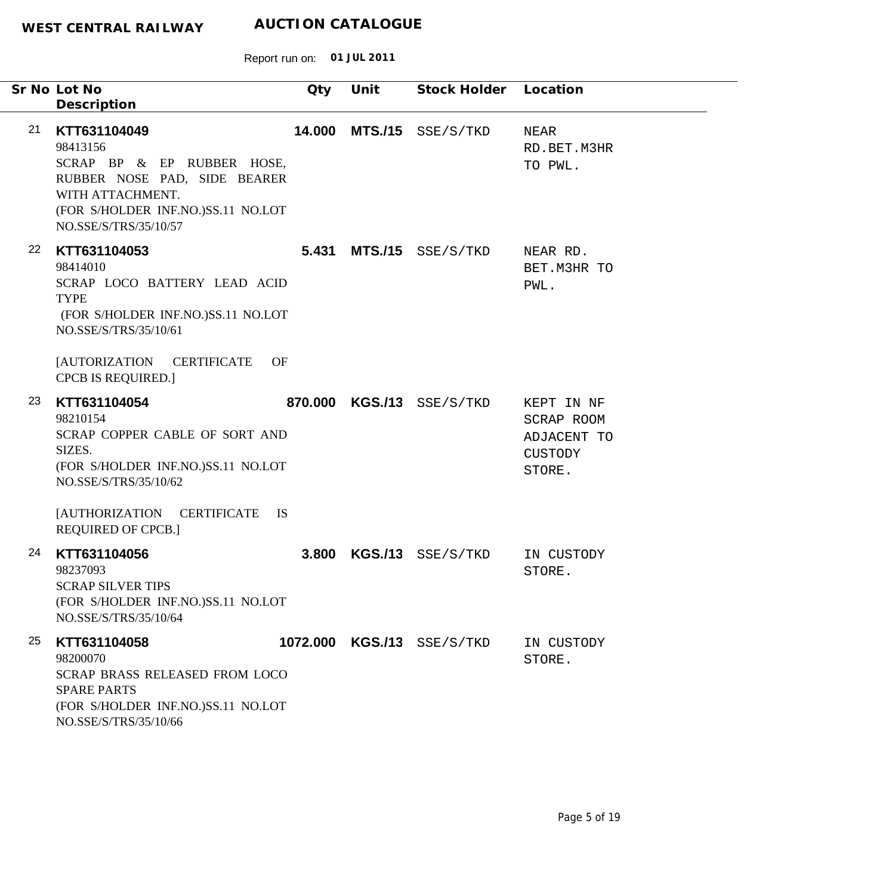**WEST CENTRAL RAILWAY** **AUCTION CATALOGUE**

Report run on: **01 JUL 2011**

| Sr No | Lot No / Description | Qty | Unit | Stock Holder | Location |
|---|---|---|---|---|---|
| 21 | **KTT631104049**<br>98413156<br>SCRAP BP & EP RUBBER HOSE, RUBBER NOSE PAD, SIDE BEARER WITH ATTACHMENT.<br>(FOR S/HOLDER INF.NO.)SS.11 NO.LOT NO.SSE/S/TRS/35/10/57 | **14.000** | **MTS./15** | SSE/S/TKD | NEAR RD.BET.M3HR TO PWL. |
| 22 | **KTT631104053**<br>98414010<br>SCRAP LOCO BATTERY LEAD ACID TYPE<br>(FOR S/HOLDER INF.NO.)SS.11 NO.LOT NO.SSE/S/TRS/35/10/61<br><br>[AUTORIZATION CERTIFICATE OF CPCB IS REQUIRED.] | **5.431** | **MTS./15** | SSE/S/TKD | NEAR RD. BET.M3HR TO PWL. |
| 23 | **KTT631104054**<br>98210154<br>SCRAP COPPER CABLE OF SORT AND SIZES.<br>(FOR S/HOLDER INF.NO.)SS.11 NO.LOT NO.SSE/S/TRS/35/10/62<br><br>[AUTHORIZATION CERTIFICATE IS REQUIRED OF CPCB.] | **870.000** | **KGS./13** | SSE/S/TKD | KEPT IN NF SCRAP ROOM ADJACENT TO CUSTODY STORE. |
| 24 | **KTT631104056**<br>98237093<br>SCRAP SILVER TIPS<br>(FOR S/HOLDER INF.NO.)SS.11 NO.LOT NO.SSE/S/TRS/35/10/64 | **3.800** | **KGS./13** | SSE/S/TKD | IN CUSTODY STORE. |
| 25 | **KTT631104058**<br>98200070<br>SCRAP BRASS RELEASED FROM LOCO SPARE PARTS<br>(FOR S/HOLDER INF.NO.)SS.11 NO.LOT NO.SSE/S/TRS/35/10/66 | **1072.000** | **KGS./13** | SSE/S/TKD | IN CUSTODY STORE. |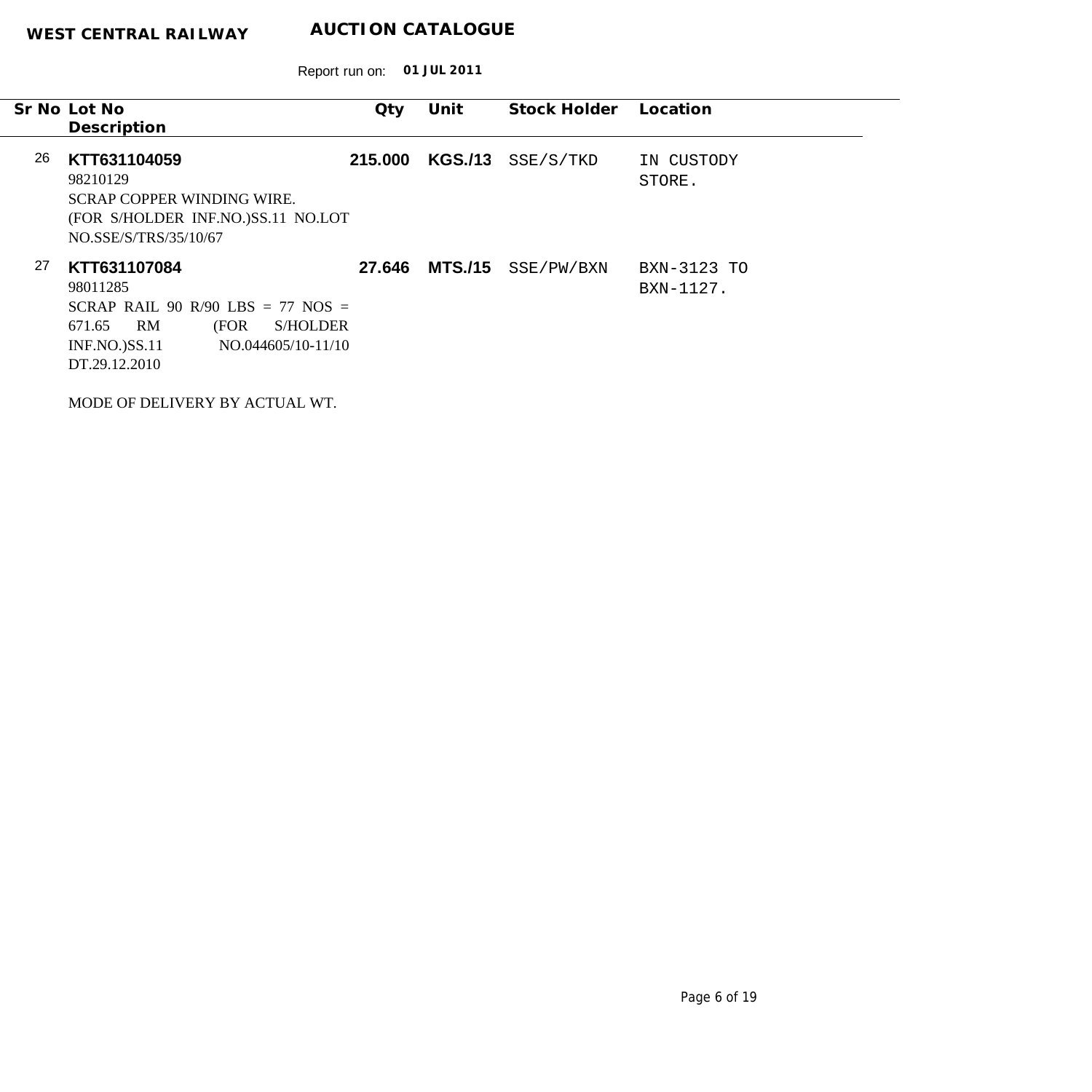**WEST CENTRAL RAILWAY** **AUCTION CATALOGUE**

Report run on: **01 JUL 2011**

| Sr No | Lot No / Description | Qty | Unit | Stock Holder | Location |
|---|---|---|---|---|---|
| 26 | **KTT631104059**<br>98210129<br>SCRAP COPPER WINDING WIRE.<br>(FOR S/HOLDER INF.NO.)SS.11 NO.LOT NO.SSE/S/TRS/35/10/67 | **215.000** | **KGS./13** | SSE/S/TKD | IN CUSTODY STORE. |
| 27 | **KTT631107084**<br>98011285<br>SCRAP RAIL 90 R/90 LBS = 77 NOS = 671.65 RM (FOR S/HOLDER INF.NO.)SS.11 NO.044605/10-11/10 DT.29.12.2010<br><br>MODE OF DELIVERY BY ACTUAL WT. | **27.646** | **MTS./15** | SSE/PW/BXN | BXN-3123 TO BXN-1127. |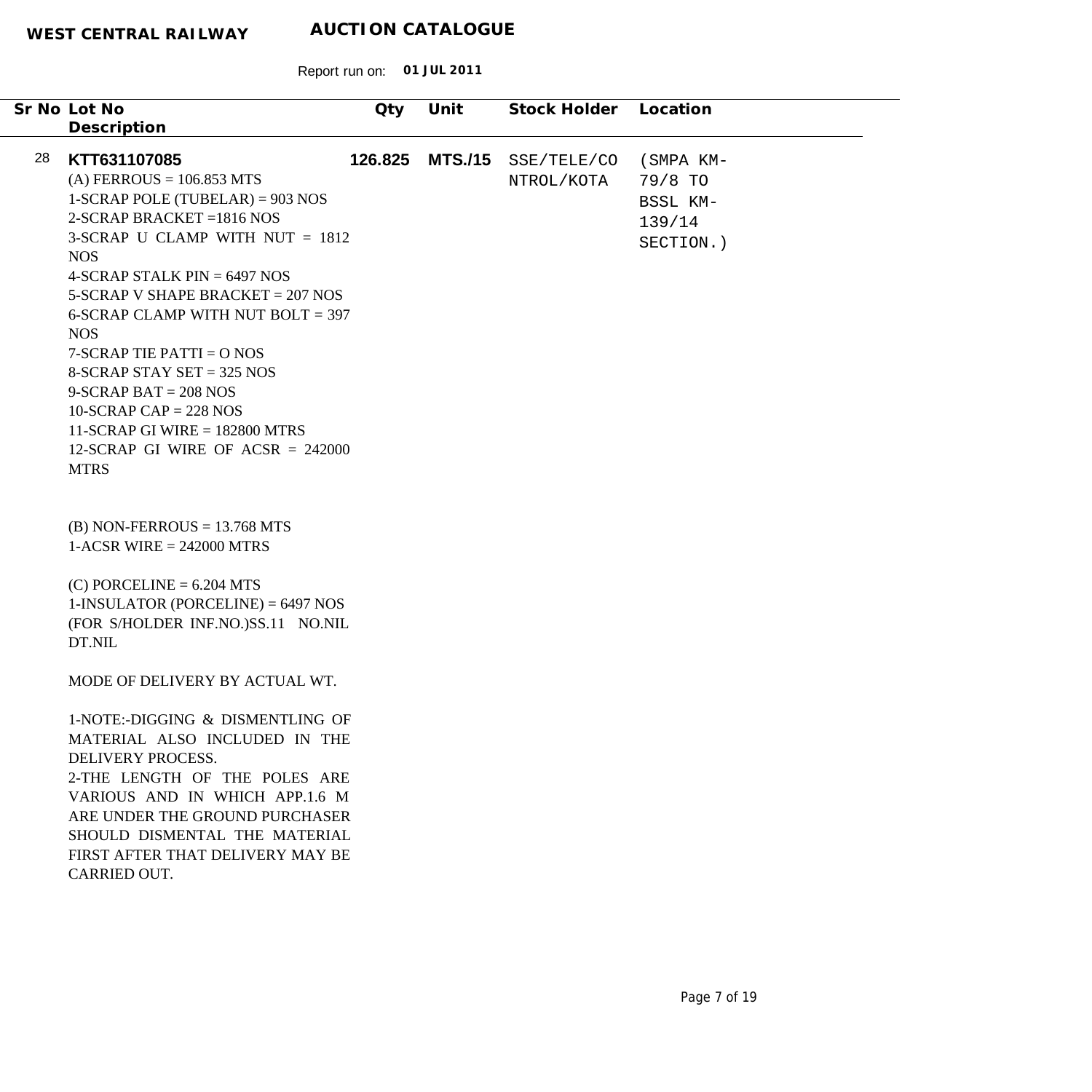**WEST CENTRAL RAILWAY** **AUCTION CATALOGUE**

Report run on: **01 JUL 2011**

| Sr No | Lot No / Description | Qty | Unit | Stock Holder | Location |
|---|---|---|---|---|---|
| 28 | **KTT631107085** | **126.825** | **MTS./15** | SSE/TELE/CONTROL/KOTA | (SMPA KM-79/8 TO BSSL KM-139/14 SECTION.) |

(A) FERROUS = 106.853 MTS
1-SCRAP POLE (TUBELAR) = 903 NOS
2-SCRAP BRACKET =1816 NOS
3-SCRAP U CLAMP WITH NUT = 1812 NOS
4-SCRAP STALK PIN = 6497 NOS
5-SCRAP V SHAPE BRACKET = 207 NOS
6-SCRAP CLAMP WITH NUT BOLT = 397 NOS
7-SCRAP TIE PATTI = O NOS
8-SCRAP STAY SET = 325 NOS
9-SCRAP BAT = 208 NOS
10-SCRAP CAP = 228 NOS
11-SCRAP GI WIRE = 182800 MTRS
12-SCRAP GI WIRE OF ACSR = 242000 MTRS

(B) NON-FERROUS = 13.768 MTS
1-ACSR WIRE = 242000 MTRS

(C) PORCELINE = 6.204 MTS
1-INSULATOR (PORCELINE) = 6497 NOS
(FOR S/HOLDER INF.NO.)SS.11 NO.NIL DT.NIL

MODE OF DELIVERY BY ACTUAL WT.

1-NOTE:-DIGGING & DISMENTLING OF MATERIAL ALSO INCLUDED IN THE DELIVERY PROCESS.
2-THE LENGTH OF THE POLES ARE VARIOUS AND IN WHICH APP.1.6 M ARE UNDER THE GROUND PURCHASER SHOULD DISMENTAL THE MATERIAL FIRST AFTER THAT DELIVERY MAY BE CARRIED OUT.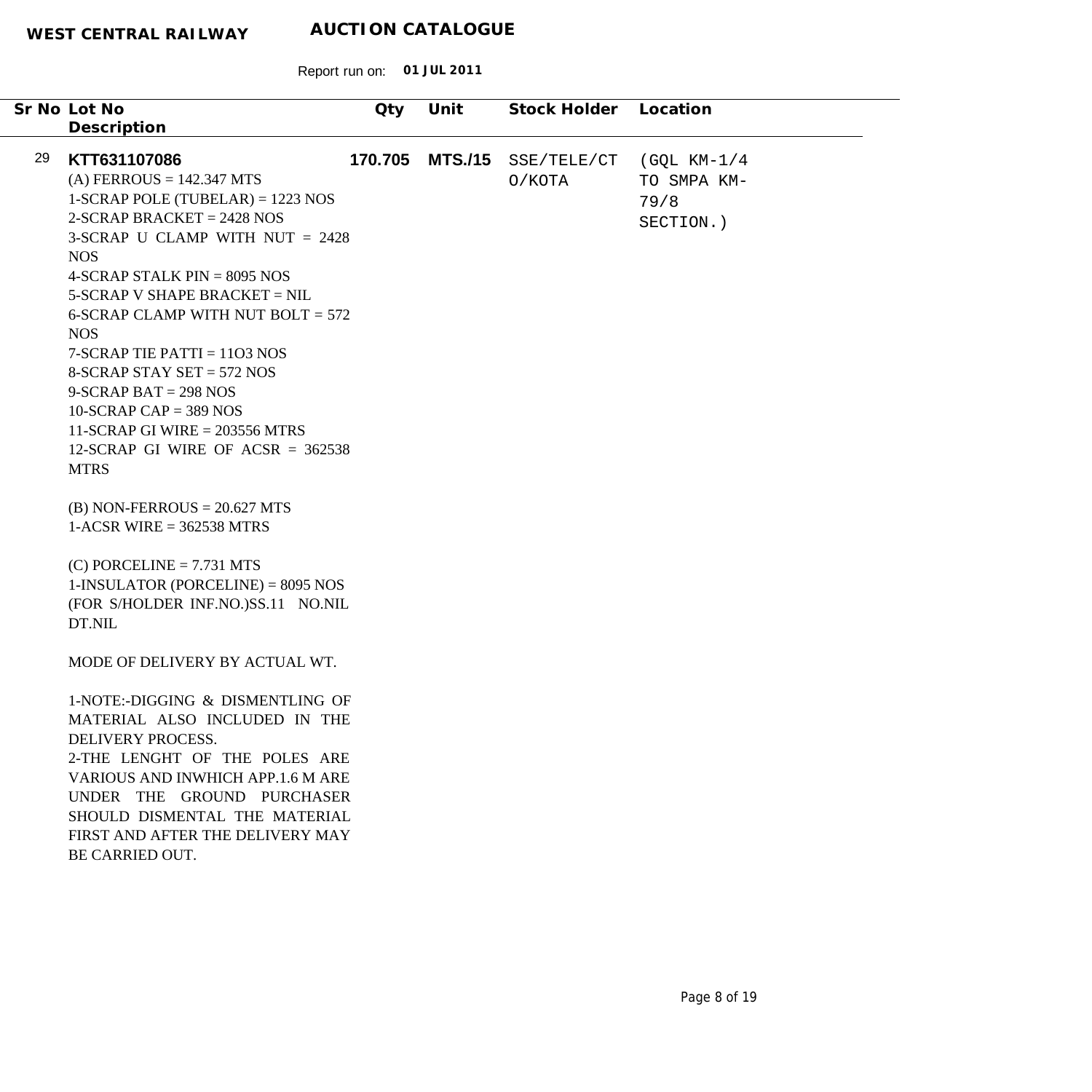**WEST CENTRAL RAILWAY** **AUCTION CATALOGUE**

Report run on: **01 JUL 2011**

| Sr No | Lot No / Description | Qty | Unit | Stock Holder | Location |
|---|---|---|---|---|---|
| 29 | **KTT631107086**<br>(A) FERROUS = 142.347 MTS<br>1-SCRAP POLE (TUBELAR) = 1223 NOS<br>2-SCRAP BRACKET = 2428 NOS<br>3-SCRAP U CLAMP WITH NUT = 2428 NOS<br>4-SCRAP STALK PIN = 8095 NOS<br>5-SCRAP V SHAPE BRACKET = NIL<br>6-SCRAP CLAMP WITH NUT BOLT = 572 NOS<br>7-SCRAP TIE PATTI = 11O3 NOS<br>8-SCRAP STAY SET = 572 NOS<br>9-SCRAP BAT = 298 NOS<br>10-SCRAP CAP = 389 NOS<br>11-SCRAP GI WIRE = 203556 MTRS<br>12-SCRAP GI WIRE OF ACSR = 362538 MTRS<br><br>(B) NON-FERROUS = 20.627 MTS<br>1-ACSR WIRE = 362538 MTRS<br><br>(C) PORCELINE = 7.731 MTS<br>1-INSULATOR (PORCELINE) = 8095 NOS<br>(FOR S/HOLDER INF.NO.)SS.11 NO.NIL DT.NIL<br><br>MODE OF DELIVERY BY ACTUAL WT.<br><br>1-NOTE:-DIGGING & DISMENTLING OF MATERIAL ALSO INCLUDED IN THE DELIVERY PROCESS.<br>2-THE LENGHT OF THE POLES ARE VARIOUS AND INWHICH APP.1.6 M ARE UNDER THE GROUND PURCHASER SHOULD DISMENTAL THE MATERIAL FIRST AND AFTER THE DELIVERY MAY BE CARRIED OUT. | **170.705** | **MTS./15** | SSE/TELE/CTO/KOTA | (GQL KM-1/4 TO SMPA KM-79/8 SECTION.) |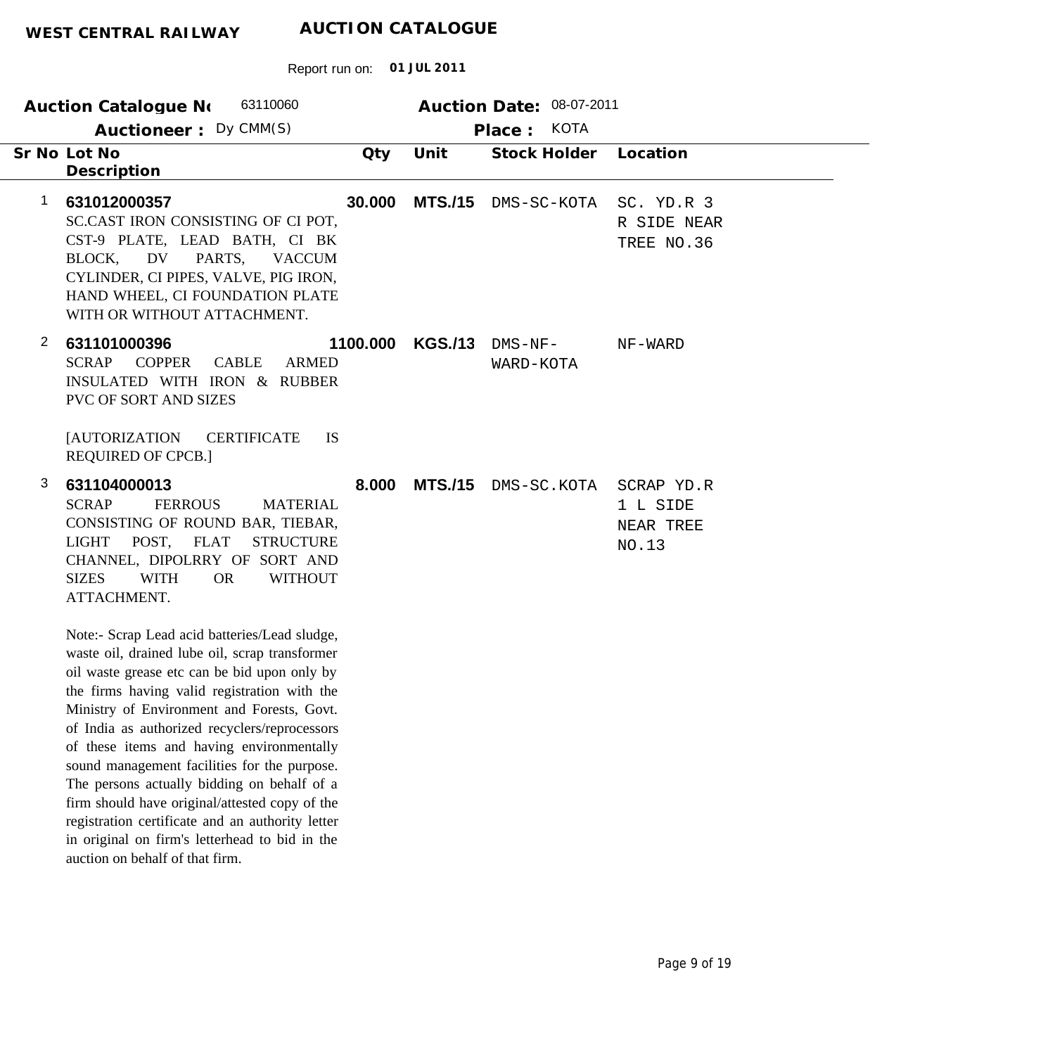**WEST CENTRAL RAILWAY** **AUCTION CATALOGUE**

Report run on: **01 JUL 2011**

**Auction Catalogue No** 63110060 **Auction Date:** 08-07-2011

**Auctioneer :** Dy CMM(S) **Place :** KOTA

| Sr No | Lot No / Description | Qty | Unit | Stock Holder | Location |
|---|---|---|---|---|---|
| 1 | **631012000357**<br>SC.CAST IRON CONSISTING OF CI POT, CST-9 PLATE, LEAD BATH, CI BK BLOCK, DV PARTS, VACCUM CYLINDER, CI PIPES, VALVE, PIG IRON, HAND WHEEL, CI FOUNDATION PLATE WITH OR WITHOUT ATTACHMENT. | **30.000** | **MTS./15** | DMS-SC-KOTA | SC. YD.R 3 R SIDE NEAR TREE NO.36 |
| 2 | **631101000396**<br>SCRAP COPPER CABLE ARMED INSULATED WITH IRON & RUBBER PVC OF SORT AND SIZES<br><br>[AUTORIZATION CERTIFICATE IS REQUIRED OF CPCB.] | **1100.000** | **KGS./13** | DMS-NF-WARD-KOTA | NF-WARD |
| 3 | **631104000013**<br>SCRAP FERROUS MATERIAL CONSISTING OF ROUND BAR, TIEBAR, LIGHT POST, FLAT STRUCTURE CHANNEL, DIPOLRRY OF SORT AND SIZES WITH OR WITHOUT ATTACHMENT.<br><br>Note:- Scrap Lead acid batteries/Lead sludge, waste oil, drained lube oil, scrap transformer oil waste grease etc can be bid upon only by the firms having valid registration with the Ministry of Environment and Forests, Govt. of India as authorized recyclers/reprocessors of these items and having environmentally sound management facilities for the purpose. The persons actually bidding on behalf of a firm should have original/attested copy of the registration certificate and an authority letter in original on firm's letterhead to bid in the auction on behalf of that firm. | **8.000** | **MTS./15** | DMS-SC.KOTA | SCRAP YD.R 1 L SIDE NEAR TREE NO.13 |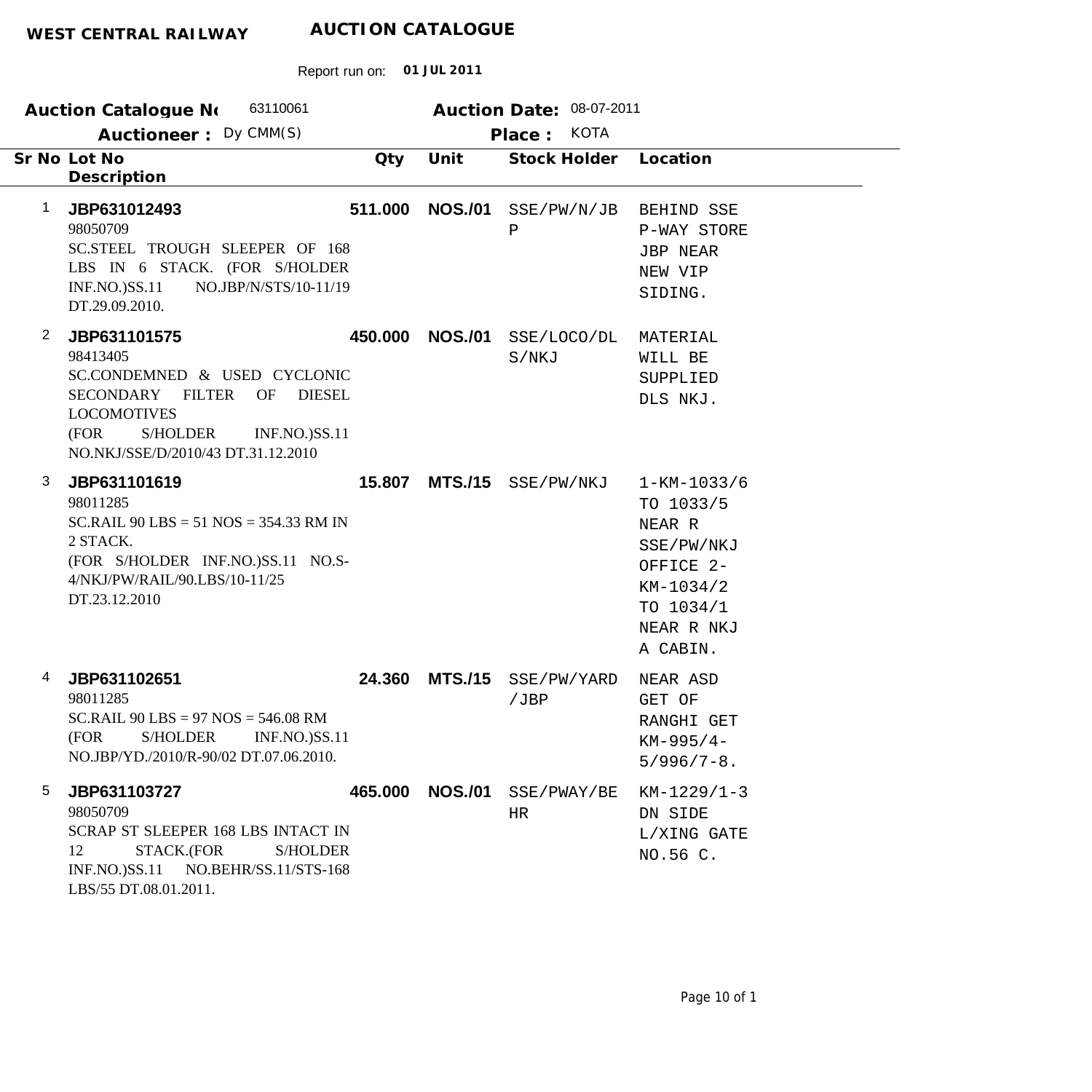**WEST CENTRAL RAILWAY** **AUCTION CATALOGUE**

Report run on: **01 JUL 2011**

**Auction Catalogue No** 63110061 **Auction Date:** 08-07-2011

**Auctioneer :** Dy CMM(S) **Place :** KOTA

| Sr No | Lot No / Description | Qty | Unit | Stock Holder | Location |
|---|---|---|---|---|---|
| 1 | **JBP631012493**<br>98050709<br>SC.STEEL TROUGH SLEEPER OF 168 LBS IN 6 STACK. (FOR S/HOLDER INF.NO.)SS.11 NO.JBP/N/STS/10-11/19 DT.29.09.2010. | **511.000** | **NOS./01** | SSE/PW/N/JBP | BEHIND SSE P-WAY STORE JBP NEAR NEW VIP SIDING. |
| 2 | **JBP631101575**<br>98413405<br>SC.CONDEMNED & USED CYCLONIC SECONDARY FILTER OF DIESEL LOCOMOTIVES (FOR S/HOLDER INF.NO.)SS.11 NO.NKJ/SSE/D/2010/43 DT.31.12.2010 | **450.000** | **NOS./01** | SSE/LOCO/DLS/NKJ | MATERIAL WILL BE SUPPLIED DLS NKJ. |
| 3 | **JBP631101619**<br>98011285<br>SC.RAIL 90 LBS = 51 NOS = 354.33 RM IN 2 STACK.<br>(FOR S/HOLDER INF.NO.)SS.11 NO.S-4/NKJ/PW/RAIL/90.LBS/10-11/25 DT.23.12.2010 | **15.807** | **MTS./15** | SSE/PW/NKJ | 1-KM-1033/6 TO 1033/5 NEAR R SSE/PW/NKJ OFFICE 2-KM-1034/2 TO 1034/1 NEAR R NKJ A CABIN. |
| 4 | **JBP631102651**<br>98011285<br>SC.RAIL 90 LBS = 97 NOS = 546.08 RM (FOR S/HOLDER INF.NO.)SS.11 NO.JBP/YD./2010/R-90/02 DT.07.06.2010. | **24.360** | **MTS./15** | SSE/PW/YARD/JBP | NEAR ASD GET OF RANGHI GET KM-995/4-5/996/7-8. |
| 5 | **JBP631103727**<br>98050709<br>SCRAP ST SLEEPER 168 LBS INTACT IN 12 STACK.(FOR S/HOLDER INF.NO.)SS.11 NO.BEHR/SS.11/STS-168 LBS/55 DT.08.01.2011. | **465.000** | **NOS./01** | SSE/PWAY/BEHR | KM-1229/1-3 DN SIDE L/XING GATE NO.56 C. |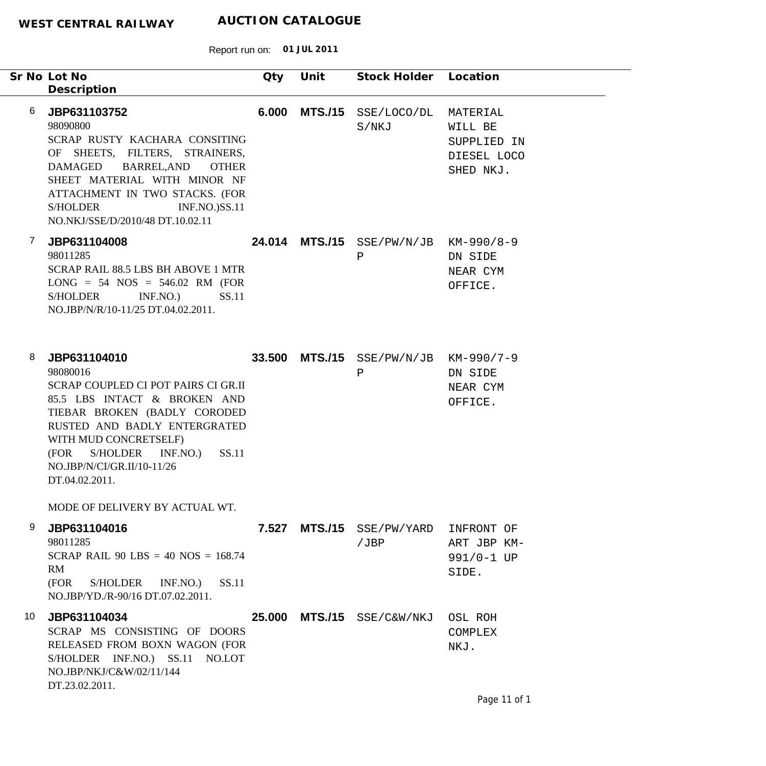**WEST CENTRAL RAILWAY** **AUCTION CATALOGUE**

Report run on: **01 JUL 2011**

| Sr No | Lot No / Description | Qty | Unit | Stock Holder | Location |
|---|---|---|---|---|---|
| 6 | **JBP631103752**<br>98090800<br>SCRAP RUSTY KACHARA CONSITING OF SHEETS, FILTERS, STRAINERS, DAMAGED BARREL,AND OTHER SHEET MATERIAL WITH MINOR NF ATTACHMENT IN TWO STACKS. (FOR S/HOLDER INF.NO.)SS.11 NO.NKJ/SSE/D/2010/48 DT.10.02.11 | **6.000** | **MTS./15** | SSE/LOCO/DLS/NKJ | MATERIAL WILL BE SUPPLIED IN DIESEL LOCO SHED NKJ. |
| 7 | **JBP631104008**<br>98011285<br>SCRAP RAIL 88.5 LBS BH ABOVE 1 MTR LONG = 54 NOS = 546.02 RM (FOR S/HOLDER INF.NO.) SS.11 NO.JBP/N/R/10-11/25 DT.04.02.2011. | **24.014** | **MTS./15** | SSE/PW/N/JBP | KM-990/8-9 DN SIDE NEAR CYM OFFICE. |
| 8 | **JBP631104010**<br>98080016<br>SCRAP COUPLED CI POT PAIRS CI GR.II 85.5 LBS INTACT & BROKEN AND TIEBAR BROKEN (BADLY CORODED RUSTED AND BADLY ENTERGRATED WITH MUD CONCRETSELF)<br>(FOR S/HOLDER INF.NO.) SS.11 NO.JBP/N/CI/GR.II/10-11/26 DT.04.02.2011.<br><br>MODE OF DELIVERY BY ACTUAL WT. | **33.500** | **MTS./15** | SSE/PW/N/JBP | KM-990/7-9 DN SIDE NEAR CYM OFFICE. |
| 9 | **JBP631104016**<br>98011285<br>SCRAP RAIL 90 LBS = 40 NOS = 168.74 RM<br>(FOR S/HOLDER INF.NO.) SS.11 NO.JBP/YD./R-90/16 DT.07.02.2011. | **7.527** | **MTS./15** | SSE/PW/YARD/JBP | INFRONT OF ART JBP KM-991/0-1 UP SIDE. |
| 10 | **JBP631104034**<br>SCRAP MS CONSISTING OF DOORS RELEASED FROM BOXN WAGON (FOR S/HOLDER INF.NO.) SS.11 NO.LOT NO.JBP/NKJ/C&W/02/11/144 DT.23.02.2011. | **25.000** | **MTS./15** | SSE/C&W/NKJ | OSL ROH COMPLEX NKJ. |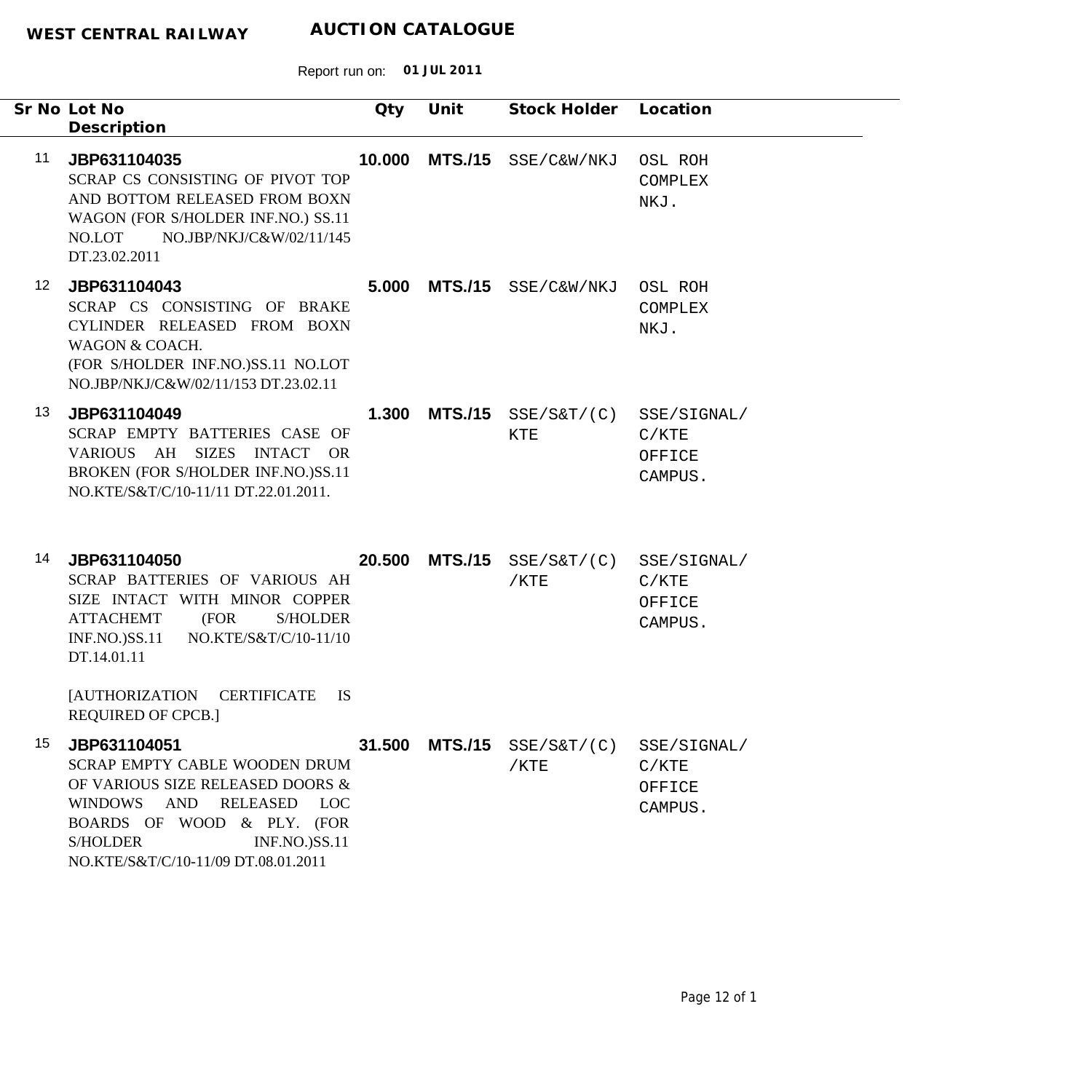**WEST CENTRAL RAILWAY** **AUCTION CATALOGUE**

Report run on: **01 JUL 2011**

| Sr No | Lot No / Description | Qty | Unit | Stock Holder | Location |
|---|---|---|---|---|---|
| 11 | **JBP631104035** SCRAP CS CONSISTING OF PIVOT TOP AND BOTTOM RELEASED FROM BOXN WAGON (FOR S/HOLDER INF.NO.) SS.11 NO.LOT NO.JBP/NKJ/C&W/02/11/145 DT.23.02.2011 | **10.000** | **MTS./15** | SSE/C&W/NKJ | OSL ROH COMPLEX NKJ. |
| 12 | **JBP631104043** SCRAP CS CONSISTING OF BRAKE CYLINDER RELEASED FROM BOXN WAGON & COACH. (FOR S/HOLDER INF.NO.)SS.11 NO.LOT NO.JBP/NKJ/C&W/02/11/153 DT.23.02.11 | **5.000** | **MTS./15** | SSE/C&W/NKJ | OSL ROH COMPLEX NKJ. |
| 13 | **JBP631104049** SCRAP EMPTY BATTERIES CASE OF VARIOUS AH SIZES INTACT OR BROKEN (FOR S/HOLDER INF.NO.)SS.11 NO.KTE/S&T/C/10-11/11 DT.22.01.2011. | **1.300** | **MTS./15** | SSE/S&T/(C) KTE | SSE/SIGNAL/ C/KTE OFFICE CAMPUS. |
| 14 | **JBP631104050** SCRAP BATTERIES OF VARIOUS AH SIZE INTACT WITH MINOR COPPER ATTACHEMT (FOR S/HOLDER INF.NO.)SS.11 NO.KTE/S&T/C/10-11/10 DT.14.01.11 [AUTHORIZATION CERTIFICATE IS REQUIRED OF CPCB.] | **20.500** | **MTS./15** | SSE/S&T/(C) /KTE | SSE/SIGNAL/ C/KTE OFFICE CAMPUS. |
| 15 | **JBP631104051** SCRAP EMPTY CABLE WOODEN DRUM OF VARIOUS SIZE RELEASED DOORS & WINDOWS AND RELEASED LOC BOARDS OF WOOD & PLY. (FOR S/HOLDER INF.NO.)SS.11 NO.KTE/S&T/C/10-11/09 DT.08.01.2011 | **31.500** | **MTS./15** | SSE/S&T/(C) /KTE | SSE/SIGNAL/ C/KTE OFFICE CAMPUS. |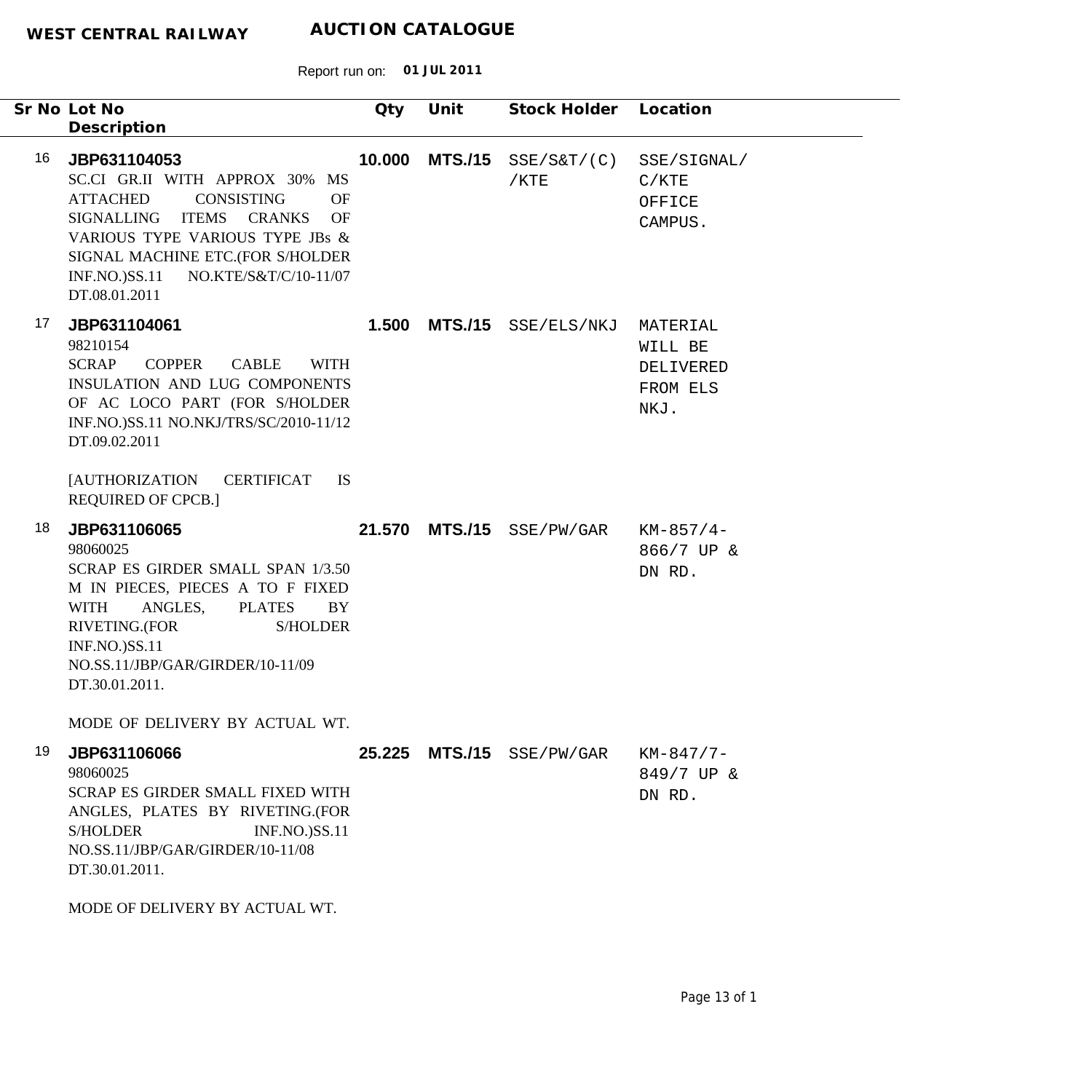**WEST CENTRAL RAILWAY** **AUCTION CATALOGUE**

Report run on: **01 JUL 2011**

| Sr No | Lot No / Description | Qty | Unit | Stock Holder | Location |
|---|---|---|---|---|---|
| 16 | **JBP631104053**<br>SC.CI GR.II WITH APPROX 30% MS ATTACHED CONSISTING OF SIGNALLING ITEMS CRANKS OF VARIOUS TYPE VARIOUS TYPE JBs & SIGNAL MACHINE ETC.(FOR S/HOLDER INF.NO.)SS.11 NO.KTE/S&T/C/10-11/07 DT.08.01.2011 | **10.000** | **MTS./15** | SSE/S&T/(C)/KTE | SSE/SIGNAL/C/KTE OFFICE CAMPUS. |
| 17 | **JBP631104061**<br>98210154<br>SCRAP COPPER CABLE WITH INSULATION AND LUG COMPONENTS OF AC LOCO PART (FOR S/HOLDER INF.NO.)SS.11 NO.NKJ/TRS/SC/2010-11/12 DT.09.02.2011<br><br>[AUTHORIZATION CERTIFICAT IS REQUIRED OF CPCB.] | **1.500** | **MTS./15** | SSE/ELS/NKJ | MATERIAL WILL BE DELIVERED FROM ELS NKJ. |
| 18 | **JBP631106065**<br>98060025<br>SCRAP ES GIRDER SMALL SPAN 1/3.50 M IN PIECES, PIECES A TO F FIXED WITH ANGLES, PLATES BY RIVETING.(FOR S/HOLDER INF.NO.)SS.11 NO.SS.11/JBP/GAR/GIRDER/10-11/09 DT.30.01.2011.<br><br>MODE OF DELIVERY BY ACTUAL WT. | **21.570** | **MTS./15** | SSE/PW/GAR | KM-857/4-866/7 UP & DN RD. |
| 19 | **JBP631106066**<br>98060025<br>SCRAP ES GIRDER SMALL FIXED WITH ANGLES, PLATES BY RIVETING.(FOR S/HOLDER INF.NO.)SS.11 NO.SS.11/JBP/GAR/GIRDER/10-11/08 DT.30.01.2011.<br><br>MODE OF DELIVERY BY ACTUAL WT. | **25.225** | **MTS./15** | SSE/PW/GAR | KM-847/7-849/7 UP & DN RD. |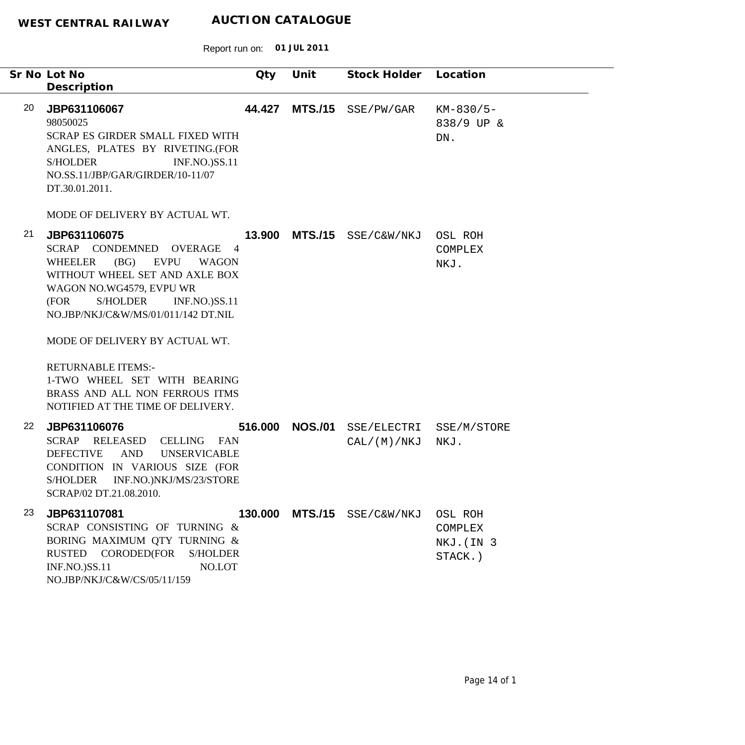**WEST CENTRAL RAILWAY** **AUCTION CATALOGUE**

Report run on: **01 JUL 2011**

| Sr No | Lot No / Description | Qty | Unit | Stock Holder | Location |
|---|---|---|---|---|---|
| 20 | **JBP631106067**<br>98050025<br>SCRAP ES GIRDER SMALL FIXED WITH ANGLES, PLATES BY RIVETING.(FOR S/HOLDER INF.NO.)SS.11 NO.SS.11/JBP/GAR/GIRDER/10-11/07 DT.30.01.2011.<br><br>MODE OF DELIVERY BY ACTUAL WT. | **44.427** | **MTS./15** | SSE/PW/GAR | KM-830/5-838/9 UP & DN. |
| 21 | **JBP631106075**<br>SCRAP CONDEMNED OVERAGE 4 WHEELER (BG) EVPU WAGON WITHOUT WHEEL SET AND AXLE BOX WAGON NO.WG4579, EVPU WR (FOR S/HOLDER INF.NO.)SS.11 NO.JBP/NKJ/C&W/MS/01/011/142 DT.NIL<br><br>MODE OF DELIVERY BY ACTUAL WT.<br><br>RETURNABLE ITEMS:-<br>1-TWO WHEEL SET WITH BEARING BRASS AND ALL NON FERROUS ITMS NOTIFIED AT THE TIME OF DELIVERY. | **13.900** | **MTS./15** | SSE/C&W/NKJ | OSL ROH COMPLEX NKJ. |
| 22 | **JBP631106076**<br>SCRAP RELEASED CELLING FAN DEFECTIVE AND UNSERVICABLE CONDITION IN VARIOUS SIZE (FOR S/HOLDER INF.NO.)NKJ/MS/23/STORE SCRAP/02 DT.21.08.2010. | **516.000** | **NOS./01** | SSE/ELECTRICAL/(M)/NKJ | SSE/M/STORE NKJ. |
| 23 | **JBP631107081**<br>SCRAP CONSISTING OF TURNING & BORING MAXIMUM QTY TURNING & RUSTED CORODED(FOR S/HOLDER INF.NO.)SS.11 NO.LOT NO.JBP/NKJ/C&W/CS/05/11/159 | **130.000** | **MTS./15** | SSE/C&W/NKJ | OSL ROH COMPLEX NKJ.(IN 3 STACK.) |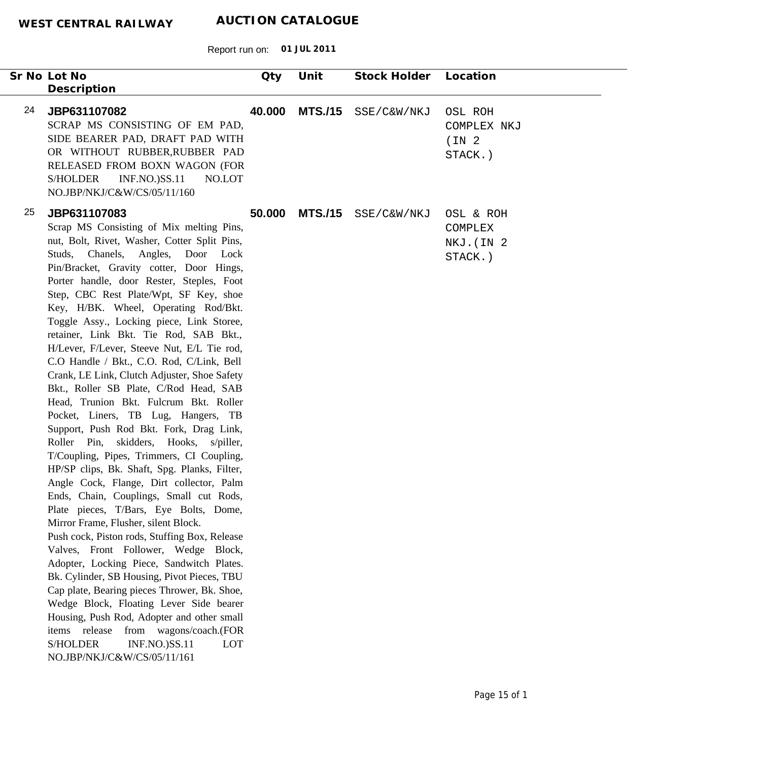**WEST CENTRAL RAILWAY** **AUCTION CATALOGUE**

Report run on: **01 JUL 2011**

| Sr No | Lot No / Description | Qty | Unit | Stock Holder | Location |
|---|---|---|---|---|---|
| 24 | **JBP631107082**<br>SCRAP MS CONSISTING OF EM PAD, SIDE BEARER PAD, DRAFT PAD WITH OR WITHOUT RUBBER,RUBBER PAD RELEASED FROM BOXN WAGON (FOR S/HOLDER INF.NO.)SS.11 NO.LOT NO.JBP/NKJ/C&W/CS/05/11/160 | **40.000** | **MTS./15** | SSE/C&W/NKJ | OSL ROH COMPLEX NKJ (IN 2 STACK.) |
| 25 | **JBP631107083**<br>Scrap MS Consisting of Mix melting Pins, nut, Bolt, Rivet, Washer, Cotter Split Pins, Studs, Chanels, Angles, Door Lock Pin/Bracket, Gravity cotter, Door Hings, Porter handle, door Rester, Steples, Foot Step, CBC Rest Plate/Wpt, SF Key, shoe Key, H/BK. Wheel, Operating Rod/Bkt. Toggle Assy., Locking piece, Link Storee, retainer, Link Bkt. Tie Rod, SAB Bkt., H/Lever, F/Lever, Steeve Nut, E/L Tie rod, C.O Handle / Bkt., C.O. Rod, C/Link, Bell Crank, LE Link, Clutch Adjuster, Shoe Safety Bkt., Roller SB Plate, C/Rod Head, SAB Head, Trunion Bkt. Fulcrum Bkt. Roller Pocket, Liners, TB Lug, Hangers, TB Support, Push Rod Bkt. Fork, Drag Link, Roller Pin, skidders, Hooks, s/piller, T/Coupling, Pipes, Trimmers, CI Coupling, HP/SP clips, Bk. Shaft, Spg. Planks, Filter, Angle Cock, Flange, Dirt collector, Palm Ends, Chain, Couplings, Small cut Rods, Plate pieces, T/Bars, Eye Bolts, Dome, Mirror Frame, Flusher, silent Block.<br>Push cock, Piston rods, Stuffing Box, Release Valves, Front Follower, Wedge Block, Adopter, Locking Piece, Sandwitch Plates. Bk. Cylinder, SB Housing, Pivot Pieces, TBU Cap plate, Bearing pieces Thrower, Bk. Shoe, Wedge Block, Floating Lever Side bearer Housing, Push Rod, Adopter and other small items release from wagons/coach.(FOR S/HOLDER INF.NO.)SS.11 LOT NO.JBP/NKJ/C&W/CS/05/11/161 | **50.000** | **MTS./15** | SSE/C&W/NKJ | OSL & ROH COMPLEX NKJ.(IN 2 STACK.) |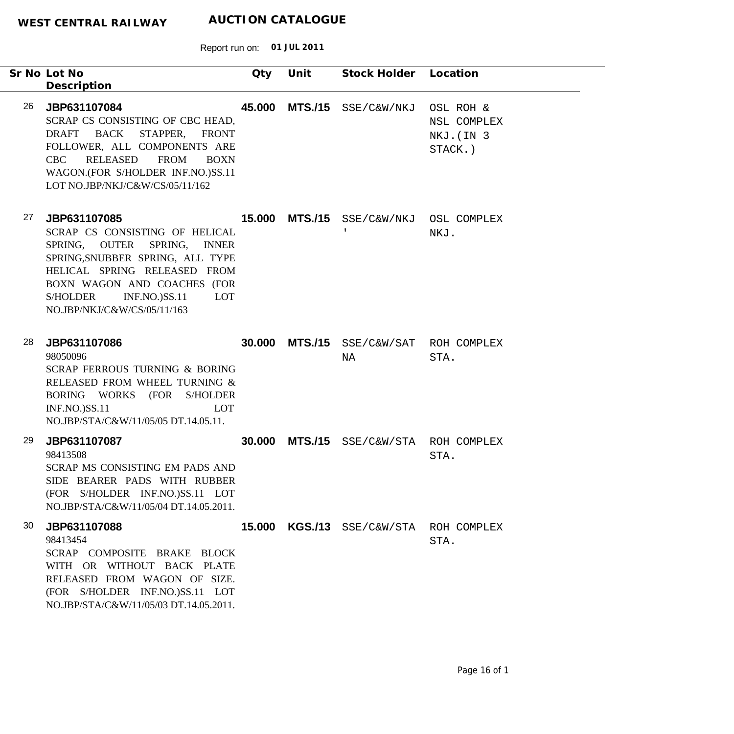**WEST CENTRAL RAILWAY** **AUCTION CATALOGUE**

Report run on: **01 JUL 2011**

| Sr No | Lot No / Description | Qty | Unit | Stock Holder | Location |
|---|---|---|---|---|---|
| 26 | **JBP631107084**<br>SCRAP CS CONSISTING OF CBC HEAD, DRAFT BACK STAPPER, FRONT FOLLOWER, ALL COMPONENTS ARE CBC RELEASED FROM BOXN WAGON.(FOR S/HOLDER INF.NO.)SS.11 LOT NO.JBP/NKJ/C&W/CS/05/11/162 | **45.000** | **MTS./15** | SSE/C&W/NKJ | OSL ROH & NSL COMPLEX NKJ.(IN 3 STACK.) |
| 27 | **JBP631107085**<br>SCRAP CS CONSISTING OF HELICAL SPRING, OUTER SPRING, INNER SPRING,SNUBBER SPRING, ALL TYPE HELICAL SPRING RELEASED FROM BOXN WAGON AND COACHES (FOR S/HOLDER INF.NO.)SS.11 LOT NO.JBP/NKJ/C&W/CS/05/11/163 | **15.000** | **MTS./15** | SSE/C&W/NKJ ' | OSL COMPLEX NKJ. |
| 28 | **JBP631107086**<br>98050096<br>SCRAP FERROUS TURNING & BORING RELEASED FROM WHEEL TURNING & BORING WORKS (FOR S/HOLDER INF.NO.)SS.11 LOT NO.JBP/STA/C&W/11/05/05 DT.14.05.11. | **30.000** | **MTS./15** | SSE/C&W/SATNA | ROH COMPLEX STA. |
| 29 | **JBP631107087**<br>98413508<br>SCRAP MS CONSISTING EM PADS AND SIDE BEARER PADS WITH RUBBER (FOR S/HOLDER INF.NO.)SS.11 LOT NO.JBP/STA/C&W/11/05/04 DT.14.05.2011. | **30.000** | **MTS./15** | SSE/C&W/STA | ROH COMPLEX STA. |
| 30 | **JBP631107088**<br>98413454<br>SCRAP COMPOSITE BRAKE BLOCK WITH OR WITHOUT BACK PLATE RELEASED FROM WAGON OF SIZE. (FOR S/HOLDER INF.NO.)SS.11 LOT NO.JBP/STA/C&W/11/05/03 DT.14.05.2011. | **15.000** | **KGS./13** | SSE/C&W/STA | ROH COMPLEX STA. |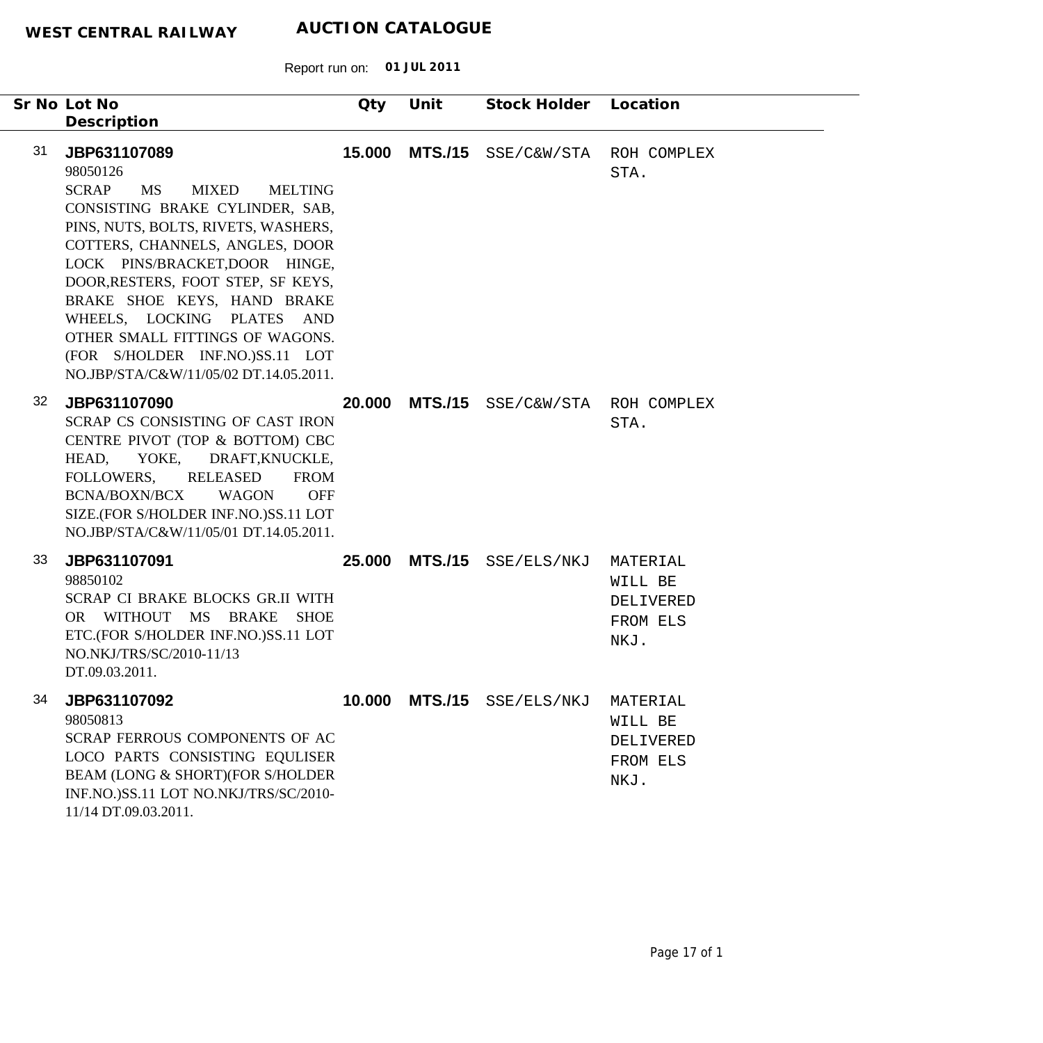**WEST CENTRAL RAILWAY** **AUCTION CATALOGUE**

Report run on: **01 JUL 2011**

| Sr No | Lot No / Description | Qty | Unit | Stock Holder | Location |
|---|---|---|---|---|---|
| 31 | **JBP631107089**<br>98050126<br>SCRAP MS MIXED MELTING CONSISTING BRAKE CYLINDER, SAB, PINS, NUTS, BOLTS, RIVETS, WASHERS, COTTERS, CHANNELS, ANGLES, DOOR LOCK PINS/BRACKET,DOOR HINGE, DOOR,RESTERS, FOOT STEP, SF KEYS, BRAKE SHOE KEYS, HAND BRAKE WHEELS, LOCKING PLATES AND OTHER SMALL FITTINGS OF WAGONS. (FOR S/HOLDER INF.NO.)SS.11 LOT NO.JBP/STA/C&W/11/05/02 DT.14.05.2011. | **15.000** | **MTS./15** | SSE/C&W/STA | ROH COMPLEX STA. |
| 32 | **JBP631107090**<br>SCRAP CS CONSISTING OF CAST IRON CENTRE PIVOT (TOP & BOTTOM) CBC HEAD, YOKE, DRAFT,KNUCKLE, FOLLOWERS, RELEASED FROM BCNA/BOXN/BCX WAGON OFF SIZE.(FOR S/HOLDER INF.NO.)SS.11 LOT NO.JBP/STA/C&W/11/05/01 DT.14.05.2011. | **20.000** | **MTS./15** | SSE/C&W/STA | ROH COMPLEX STA. |
| 33 | **JBP631107091**<br>98850102<br>SCRAP CI BRAKE BLOCKS GR.II WITH OR WITHOUT MS BRAKE SHOE ETC.(FOR S/HOLDER INF.NO.)SS.11 LOT NO.NKJ/TRS/SC/2010-11/13 DT.09.03.2011. | **25.000** | **MTS./15** | SSE/ELS/NKJ | MATERIAL WILL BE DELIVERED FROM ELS NKJ. |
| 34 | **JBP631107092**<br>98050813<br>SCRAP FERROUS COMPONENTS OF AC LOCO PARTS CONSISTING EQULISER BEAM (LONG & SHORT)(FOR S/HOLDER INF.NO.)SS.11 LOT NO.NKJ/TRS/SC/2010-11/14 DT.09.03.2011. | **10.000** | **MTS./15** | SSE/ELS/NKJ | MATERIAL WILL BE DELIVERED FROM ELS NKJ. |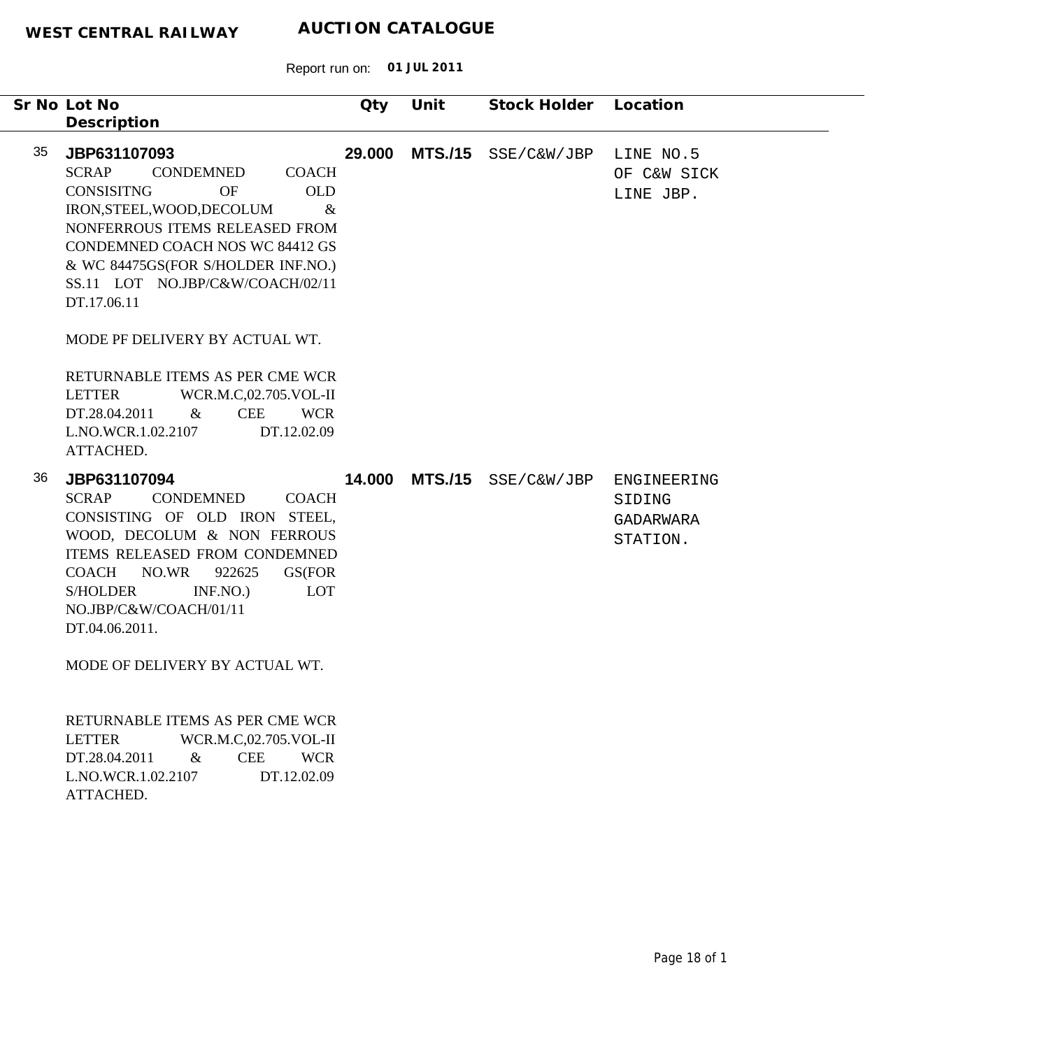**WEST CENTRAL RAILWAY** **AUCTION CATALOGUE**

Report run on: **01 JUL 2011**

| Sr No | Lot No / Description | Qty | Unit | Stock Holder | Location |
|---|---|---|---|---|---|
| 35 | **JBP631107093**<br>SCRAP CONDEMNED COACH CONSISITNG OF OLD IRON,STEEL,WOOD,DECOLUM & NONFERROUS ITEMS RELEASED FROM CONDEMNED COACH NOS WC 84412 GS & WC 84475GS(FOR S/HOLDER INF.NO.) SS.11 LOT NO.JBP/C&W/COACH/02/11 DT.17.06.11<br><br>MODE PF DELIVERY BY ACTUAL WT.<br><br>RETURNABLE ITEMS AS PER CME WCR LETTER WCR.M.C,02.705.VOL-II DT.28.04.2011 & CEE WCR L.NO.WCR.1.02.2107 DT.12.02.09 ATTACHED. | **29.000** | **MTS./15** | SSE/C&W/JBP | LINE NO.5 OF C&W SICK LINE JBP. |
| 36 | **JBP631107094**<br>SCRAP CONDEMNED COACH CONSISTING OF OLD IRON STEEL, WOOD, DECOLUM & NON FERROUS ITEMS RELEASED FROM CONDEMNED COACH NO.WR 922625 GS(FOR S/HOLDER INF.NO.) LOT NO.JBP/C&W/COACH/01/11 DT.04.06.2011.<br><br>MODE OF DELIVERY BY ACTUAL WT.<br><br>RETURNABLE ITEMS AS PER CME WCR LETTER WCR.M.C,02.705.VOL-II DT.28.04.2011 & CEE WCR L.NO.WCR.1.02.2107 DT.12.02.09 ATTACHED. | **14.000** | **MTS./15** | SSE/C&W/JBP | ENGINEERING SIDING GADARWARA STATION. |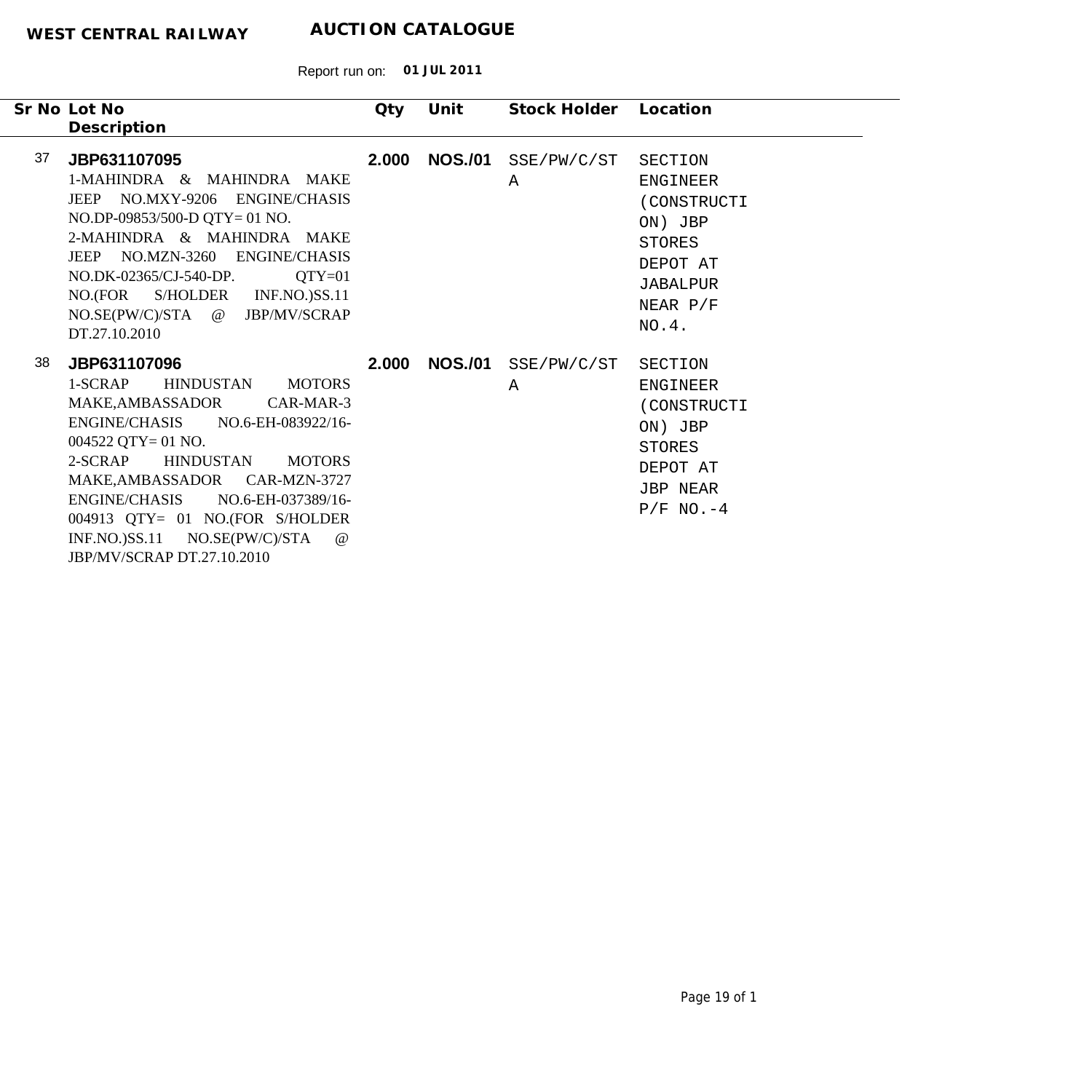**WEST CENTRAL RAILWAY** **AUCTION CATALOGUE**

Report run on: **01 JUL 2011**

| Sr No | Lot No / Description | Qty | Unit | Stock Holder | Location |
|---|---|---|---|---|---|
| 37 | **JBP631107095** 1-MAHINDRA & MAHINDRA MAKE JEEP NO.MXY-9206 ENGINE/CHASIS NO.DP-09853/500-D QTY= 01 NO. 2-MAHINDRA & MAHINDRA MAKE JEEP NO.MZN-3260 ENGINE/CHASIS NO.DK-02365/CJ-540-DP. QTY=01 NO.(FOR S/HOLDER INF.NO.)SS.11 NO.SE(PW/C)/STA @ JBP/MV/SCRAP DT.27.10.2010 | 2.000 | NOS./01 | SSE/PW/C/STA | SECTION ENGINEER (CONSTRUCTION) JBP STORES DEPOT AT JABALPUR NEAR P/F NO.4. |
| 38 | **JBP631107096** 1-SCRAP HINDUSTAN MOTORS MAKE,AMBASSADOR CAR-MAR-3 ENGINE/CHASIS NO.6-EH-083922/16-004522 QTY= 01 NO. 2-SCRAP HINDUSTAN MOTORS MAKE,AMBASSADOR CAR-MZN-3727 ENGINE/CHASIS NO.6-EH-037389/16-004913 QTY= 01 NO.(FOR S/HOLDER INF.NO.)SS.11 NO.SE(PW/C)/STA @ JBP/MV/SCRAP DT.27.10.2010 | 2.000 | NOS./01 | SSE/PW/C/STA | SECTION ENGINEER (CONSTRUCTION) JBP STORES DEPOT AT JBP NEAR P/F NO.-4 |